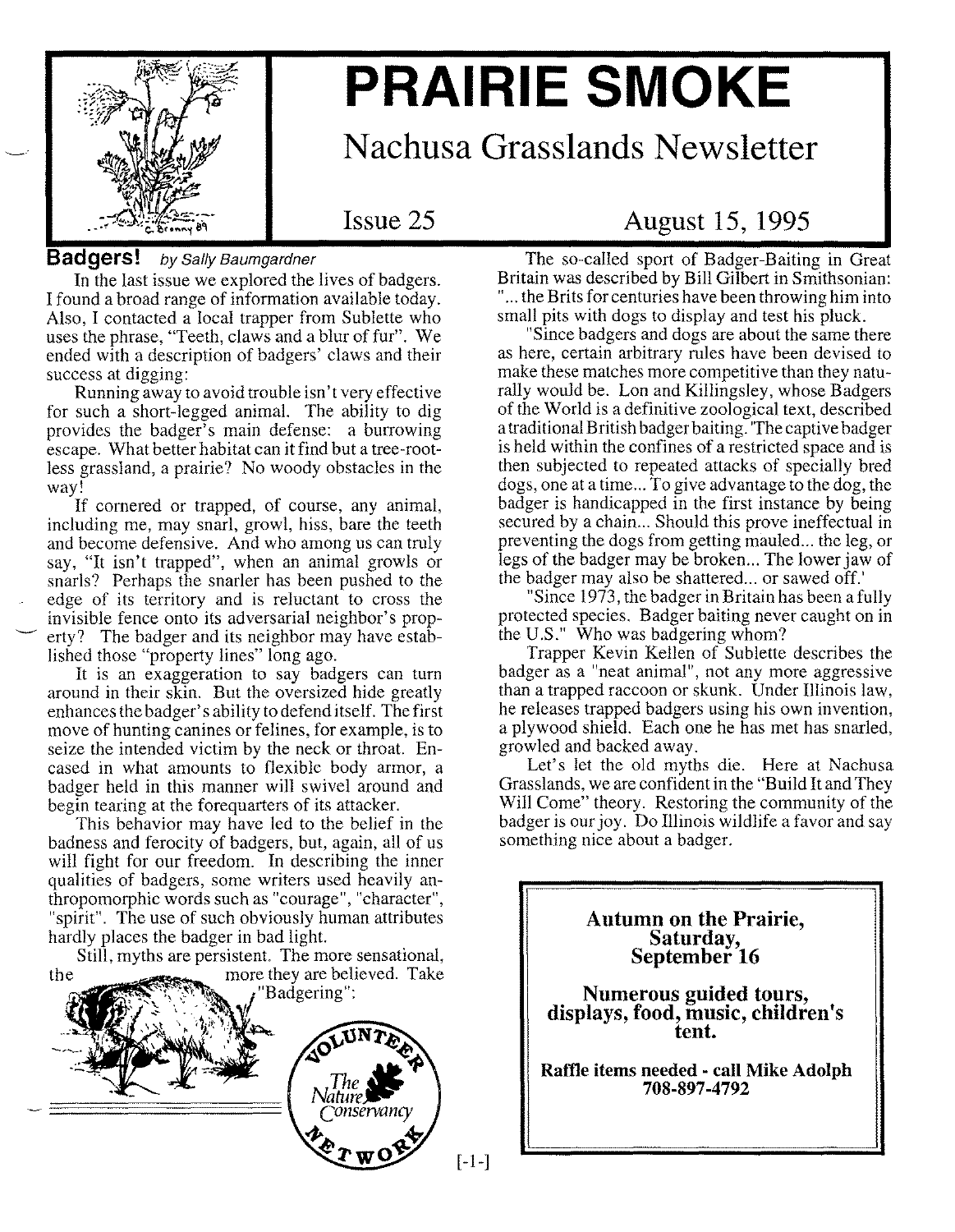# PRAIRIE SMOKE

## Nachusa Grasslands Newsletter

Issue 25 — August 15, 1995

## Badgers! *by Sally Baumgardner*

In the last issue we explored the lives of badgers. I found a broad range of information available today. Also, I contacted a local trapper from Sublette who uses the phrase, "Teeth, claws and a blur of fur". We ended with a description of badgers' claws and their success at digging:

Running away to avoid trouble isn't very effective for such a short-legged animal. The ability to dig provides the badger's main defense: a burrowing escape. What better habitat can it find but a tree-rootless grassland, a prairie? No woody obstacles in the way!

If cornered or trapped, of course, any animal, including me, may snarl, growl, hiss, bare the teeth and become defensive. And who among us can truly say, "It isn't trapped", when an animal growls or snarls? Perhaps the snarler has been pushed to the edge of its territory and is reluctant to cross the invisible fence onto its adversarial neighbor's property? The badger and its neighbor may have established those "property lines" long ago.

It is an exaggeration to say badgers can turn around in their skin. But the oversized hide greatly enhances the badger's ability to defend itself. The first move of hunting canines or felines, for example, is to seize the intended victim by the neck or throat. Encased in what amounts to flexible body armor, a badger held in this manner will swivel around and begin tearing at the forequarters of its attacker.

This behavior may have led to the belief in the badness and ferocity of badgers, but, again, all of us will fight for our freedom. In describing the inner qualities of badgers, some writers used heavily anthropomorphic words such as "courage", "character", "spirit". The use of such obviously human attributes hardly places the badger in bad light.

Still, myths are persistent. The more sensational, the more they are believed. Take "Badgering":

The so-called sport of Badger-Baiting in Great Britain was described by Bill Gilbert in Smithsonian: "... the Brits for centuries have been throwing him into small pits with dogs to display and test his pluck.

"Since badgers and dogs are about the same there as here, certain arbitrary rules have been devised to make these matches more competitive than they naturally would be. Lon and Killingsley, whose Badgers of the World is a definitive zoological text, described a traditional British badger baiting. 'The captive badger is held within the confines of a restricted space and is then subjected to repeated attacks of specially bred dogs, one at a time... To give advantage to the dog, the badger is handicapped in the first instance by being secured by a chain... Should this prove ineffectual in preventing the dogs from getting mauled... the leg, or legs of the badger may be broken... The lower jaw of the badger may also be shattered... or sawed off.'

"Since 1973, the badger in Britain has been a fully protected species. Badger baiting never caught on in the U.S." Who was badgering whom?

Trapper Kevin Kellen of Sublette describes the badger as a "neat animal", not any more aggressive than a trapped raccoon or skunk. Under Illinois law, he releases trapped badgers using his own invention, a plywood shield. Each one he has met has snarled, growled and backed away.

Let's let the old myths die. Here at Nachusa Grasslands, we are confident in the "Build It and They Will Come" theory. Restoring the community of the badger is our joy. Do Illinois wildlife a favor and say something nice about a badger.

Volunteer Network — The Nature Conservancy

---

**Autumn on the Prairie, Saturday, September 16**

**Numerous guided tours, displays, food, music, children's tent.**

**Raffle items needed - call Mike Adolph 708-897-4792**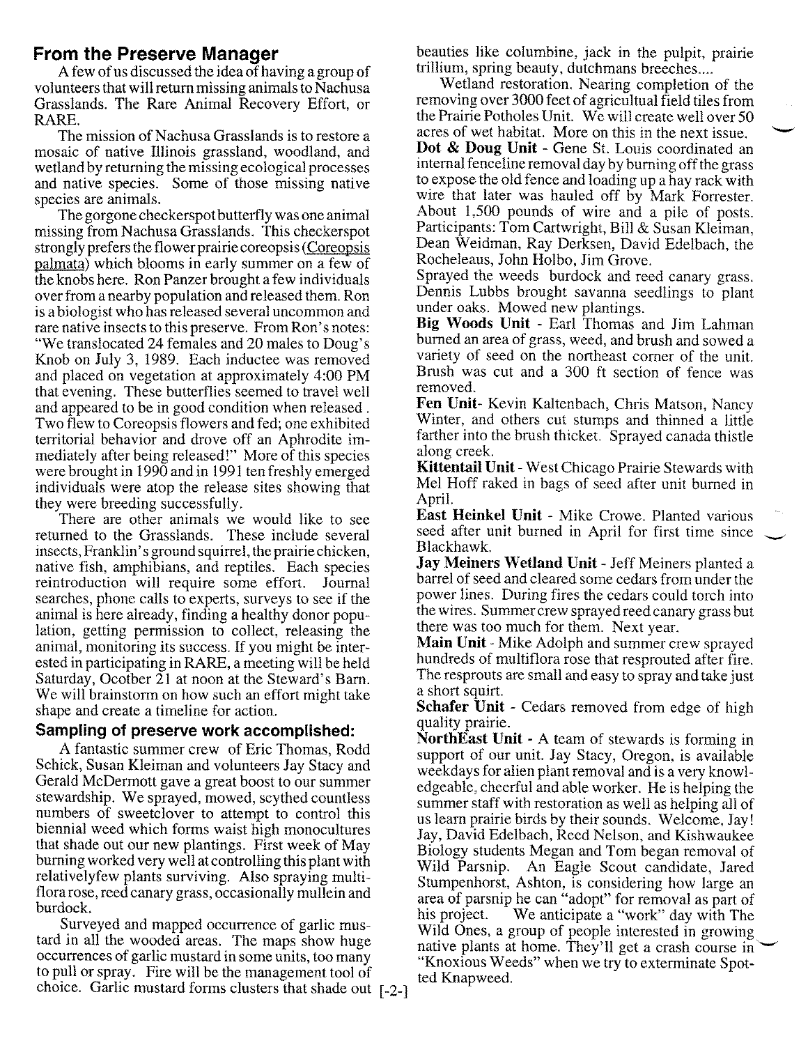## From the Preserve Manager

A few of us discussed the idea of having a group of volunteers that will return missing animals to Nachusa Grasslands. The Rare Animal Recovery Effort, or RARE.

The mission of Nachusa Grasslands is to restore a mosaic of native Illinois grassland, woodland, and wetland by returning the missing ecological processes and native species. Some of those missing native species are animals.

The gorgone checkerspot butterfly was one animal missing from Nachusa Grasslands. This checkerspot strongly prefers the flower prairie coreopsis (Coreopsis palmata) which blooms in early summer on a few of the knobs here. Ron Panzer brought a few individuals over from a nearby population and released them. Ron is a biologist who has released several uncommon and rare native insects to this preserve. From Ron's notes: "We translocated 24 females and 20 males to Doug's Knob on July 3, 1989. Each inductee was removed and placed on vegetation at approximately 4:00 PM that evening. These butterflies seemed to travel well and appeared to be in good condition when released. Two flew to Coreopsis flowers and fed; one exhibited territorial behavior and drove off an Aphrodite immediately after being released!" More of this species were brought in 1990 and in 1991 ten freshly emerged individuals were atop the release sites showing that they were breeding successfully.

There are other animals we would like to see returned to the Grasslands. These include several insects, Franklin's ground squirrel, the prairie chicken, native fish, amphibians, and reptiles. Each species reintroduction will require some effort. Journal searches, phone calls to experts, surveys to see if the animal is here already, finding a healthy donor population, getting permission to collect, releasing the animal, monitoring its success. If you might be interested in participating in RARE, a meeting will be held Saturday, Ocotber 21 at noon at the Steward's Barn. We will brainstorm on how such an effort might take shape and create a timeline for action.

## Sampling of preserve work accomplished:

A fantastic summer crew of Eric Thomas, Rodd Schick, Susan Kleiman and volunteers Jay Stacy and Gerald McDermott gave a great boost to our summer stewardship. We sprayed, mowed, scythed countless numbers of sweetclover to attempt to control this biennial weed which forms waist high monocultures that shade out our new plantings. First week of May burning worked very well at controlling this plant with relativelyfew plants surviving. Also spraying multiflora rose, reed canary grass, occasionally mullein and burdock.

Surveyed and mapped occurrence of garlic mustard in all the wooded areas. The maps show huge occurrences of garlic mustard in some units, too many to pull or spray. Fire will be the management tool of choice. Garlic mustard forms clusters that shade out beauties like columbine, jack in the pulpit, prairie trillium, spring beauty, dutchmans breeches....

Wetland restoration. Nearing completion of the removing over 3000 feet of agricultual field tiles from the Prairie Potholes Unit. We will create well over 50 acres of wet habitat. More on this in the next issue.

**Dot & Doug Unit** - Gene St. Louis coordinated an internal fenceline removal day by burning off the grass to expose the old fence and loading up a hay rack with wire that later was hauled off by Mark Forrester. About 1,500 pounds of wire and a pile of posts. Participants: Tom Cartwright, Bill & Susan Kleiman, Dean Weidman, Ray Derksen, David Edelbach, the Rocheleaus, John Holbo, Jim Grove.

Sprayed the weeds burdock and reed canary grass. Dennis Lubbs brought savanna seedlings to plant under oaks. Mowed new plantings.

**Big Woods Unit** - Earl Thomas and Jim Lahman burned an area of grass, weed, and brush and sowed a variety of seed on the northeast corner of the unit. Brush was cut and a 300 ft section of fence was removed.

**Fen Unit**- Kevin Kaltenbach, Chris Matson, Nancy Winter, and others cut stumps and thinned a little farther into the brush thicket. Sprayed canada thistle along creek.

**Kittentail Unit** - West Chicago Prairie Stewards with Mel Hoff raked in bags of seed after unit burned in April.

**East Heinkel Unit** - Mike Crowe. Planted various seed after unit burned in April for first time since Blackhawk.

**Jay Meiners Wetland Unit** - Jeff Meiners planted a barrel of seed and cleared some cedars from under the power lines. During fires the cedars could torch into the wires. Summer crew sprayed reed canary grass but there was too much for them. Next year.

**Main Unit** - Mike Adolph and summer crew sprayed hundreds of multiflora rose that resprouted after fire. The resprouts are small and easy to spray and take just a short squirt.

**Schafer Unit** - Cedars removed from edge of high quality prairie.

**NorthEast Unit** - A team of stewards is forming in support of our unit. Jay Stacy, Oregon, is available weekdays for alien plant removal and is a very knowledgeable, cheerful and able worker. He is helping the summer staff with restoration as well as helping all of us learn prairie birds by their sounds. Welcome, Jay! Jay, David Edelbach, Reed Nelson, and Kishwaukee Biology students Megan and Tom began removal of Wild Parsnip. An Eagle Scout candidate, Jared Stumpenhorst, Ashton, is considering how large an area of parsnip he can "adopt" for removal as part of his project. We anticipate a "work" day with The Wild Ones, a group of people interested in growing native plants at home. They'll get a crash course in "Knoxious Weeds" when we try to exterminate Spotted Knapweed.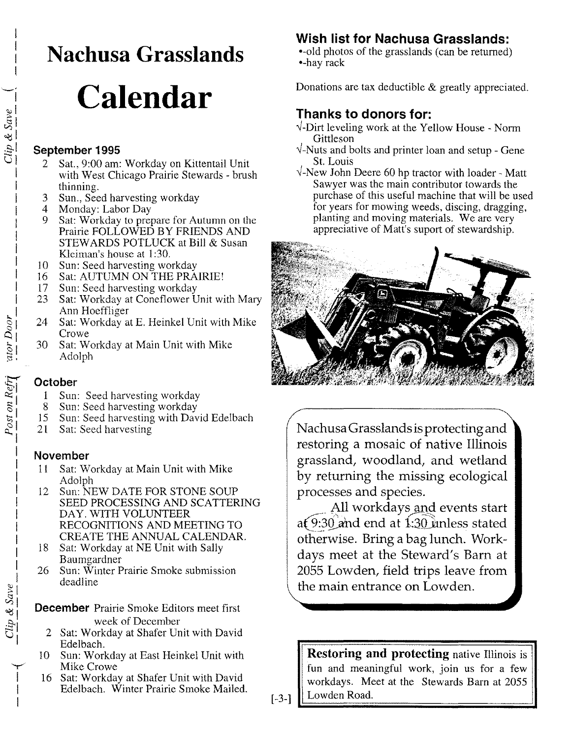# Nachusa Grasslands

# Calendar

### September 1995

- 2 Sat., 9:00 am: Workday on Kittentail Unit with West Chicago Prairie Stewards - brush thinning.
- 3 Sun., Seed harvesting workday
- 4 Monday: Labor Day
- 9 Sat: Workday to prepare for Autumn on the Prairie FOLLOWED BY FRIENDS AND STEWARDS POTLUCK at Bill & Susan Kleiman's house at 1:30.
- 10 Sun: Seed harvesting workday
- 16 Sat: AUTUMN ON THE PRAIRIE!
- 17 Sun: Seed harvesting workday
- 23 Sat: Workday at Coneflower Unit with Mary Ann Hoeffliger
- 24 Sat: Workday at E. Heinkel Unit with Mike Crowe
- 30 Sat: Workday at Main Unit with Mike Adolph

### October

- 1 Sun: Seed harvesting workday
- 8 Sun: Seed harvesting workday
- 15 Sun: Seed harvesting with David Edelbach
- 21 Sat: Seed harvesting

### November

- 11 Sat: Workday at Main Unit with Mike Adolph
- 12 Sun: NEW DATE FOR STONE SOUP SEED PROCESSING AND SCATTERING DAY. WITH VOLUNTEER RECOGNITIONS AND MEETING TO CREATE THE ANNUAL CALENDAR.
- 18 Sat: Workday at NE Unit with Sally Baumgardner
- 26 Sun: Winter Prairie Smoke submission deadline

### December

Prairie Smoke Editors meet first week of December

- 2 Sat: Workday at Shafer Unit with David Edelbach.
- 10 Sun: Workday at East Heinkel Unit with Mike Crowe
- 16 Sat: Workday at Shafer Unit with David Edelbach. Winter Prairie Smoke Mailed.

## Wish list for Nachusa Grasslands:

- -old photos of the grasslands (can be returned)
- -hay rack

Donations are tax deductible & greatly appreciated.

## Thanks to donors for:

√-Dirt leveling work at the Yellow House - Norm Gittleson

√-Nuts and bolts and printer loan and setup - Gene St. Louis

√-New John Deere 60 hp tractor with loader - Matt Sawyer was the main contributor towards the purchase of this useful machine that will be used for years for mowing weeds, discing, dragging, planting and moving materials. We are very appreciative of Matt's suport of stewardship.

Nachusa Grasslands is protecting and restoring a mosaic of native Illinois grassland, woodland, and wetland by returning the missing ecological processes and species.

All workdays and events start at 9:30 and end at 1:30 unless stated otherwise. Bring a bag lunch. Workdays meet at the Steward's Barn at 2055 Lowden, field trips leave from the main entrance on Lowden.

**Restoring and protecting** native Illinois is fun and meaningful work, join us for a few workdays. Meet at the Stewards Barn at 2055 Lowden Road.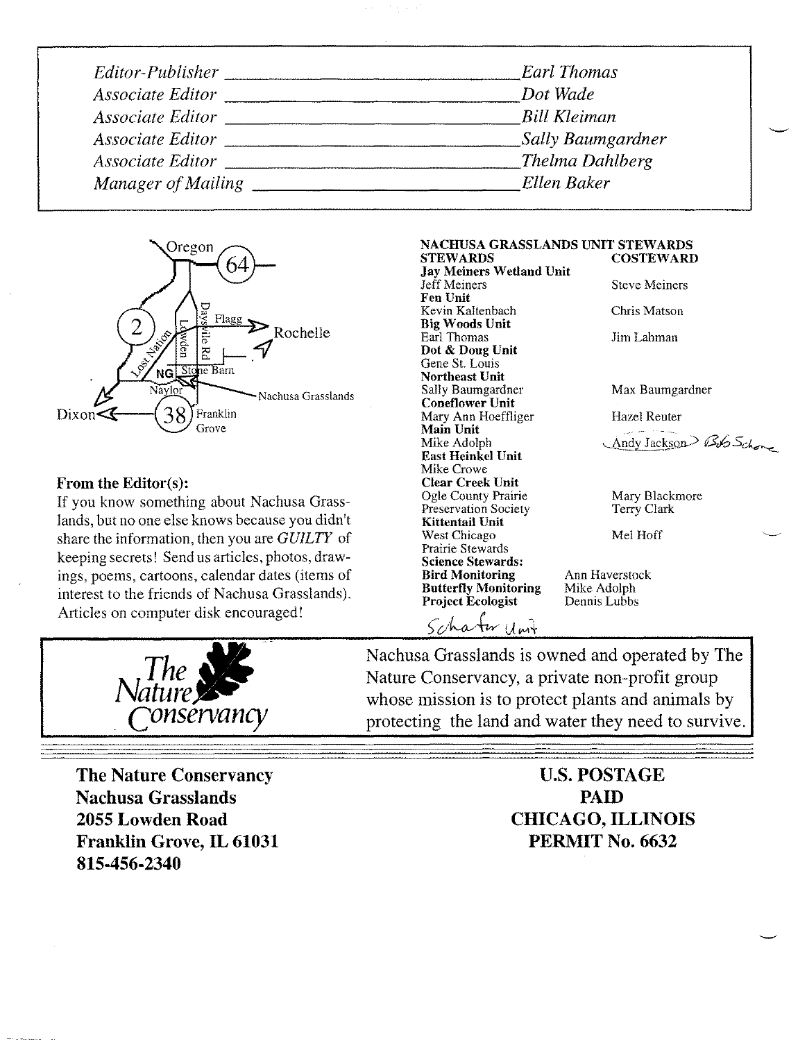| | |
|---|---|
| *Editor-Publisher* | *Earl Thomas* |
| *Associate Editor* | *Dot Wade* |
| *Associate Editor* | *Bill Kleiman* |
| *Associate Editor* | *Sally Baumgardner* |
| *Associate Editor* | *Thelma Dahlberg* |
| *Manager of Mailing* | *Ellen Baker* |

Oregon
64
2
Flagg
Rochelle
Lost Nation
Lowden
Dayswille Rd
Stone Barn
NG
Naylor
Nachusa Grasslands
Dixon
38
Franklin Grove

**From the Editor(s):**

If you know something about Nachusa Grasslands, but no one else knows because you didn't share the information, then you are *GUILTY* of keeping secrets! Send us articles, photos, drawings, poems, cartoons, calendar dates (items of interest to the friends of Nachusa Grasslands). Articles on computer disk encouraged!

**NACHUSA GRASSLANDS UNIT STEWARDS**

| **STEWARDS** | **COSTEWARD** |
|---|---|
| **Jay Meiners Wetland Unit** | |
| Jeff Meiners | Steve Meiners |
| **Fen Unit** | |
| Kevin Kaltenbach | Chris Matson |
| **Big Woods Unit** | |
| Earl Thomas | Jim Lahman |
| **Dot & Doug Unit** | |
| Gene St. Louis | |
| **Northeast Unit** | |
| Sally Baumgardner | Max Baumgardner |
| **Coneflower Unit** | |
| Mary Ann Hoeffliger | Hazel Reuter |
| **Main Unit** | |
| Mike Adolph | ~~Andy Jackson~~ Bob Schone |
| **East Heinkel Unit** | |
| Mike Crowe | |
| **Clear Creek Unit** | |
| Ogle County Prairie Preservation Society | Mary Blackmore, Terry Clark |
| **Kittentail Unit** | |
| West Chicago Prairie Stewards | Mel Hoff |
| **Science Stewards:** | |
| **Bird Monitoring** | Ann Haverstock |
| **Butterfly Monitoring** | Mike Adolph |
| **Project Ecologist** | Dennis Lubbs |
| Schafer Unit | |

The Nature Conservancy

Nachusa Grasslands is owned and operated by The Nature Conservancy, a private non-profit group whose mission is to protect plants and animals by protecting the land and water they need to survive.

**The Nature Conservancy**
**Nachusa Grasslands**
**2055 Lowden Road**
**Franklin Grove, IL 61031**
**815-456-2340**

**U.S. POSTAGE**
**PAID**
**CHICAGO, ILLINOIS**
**PERMIT No. 6632**